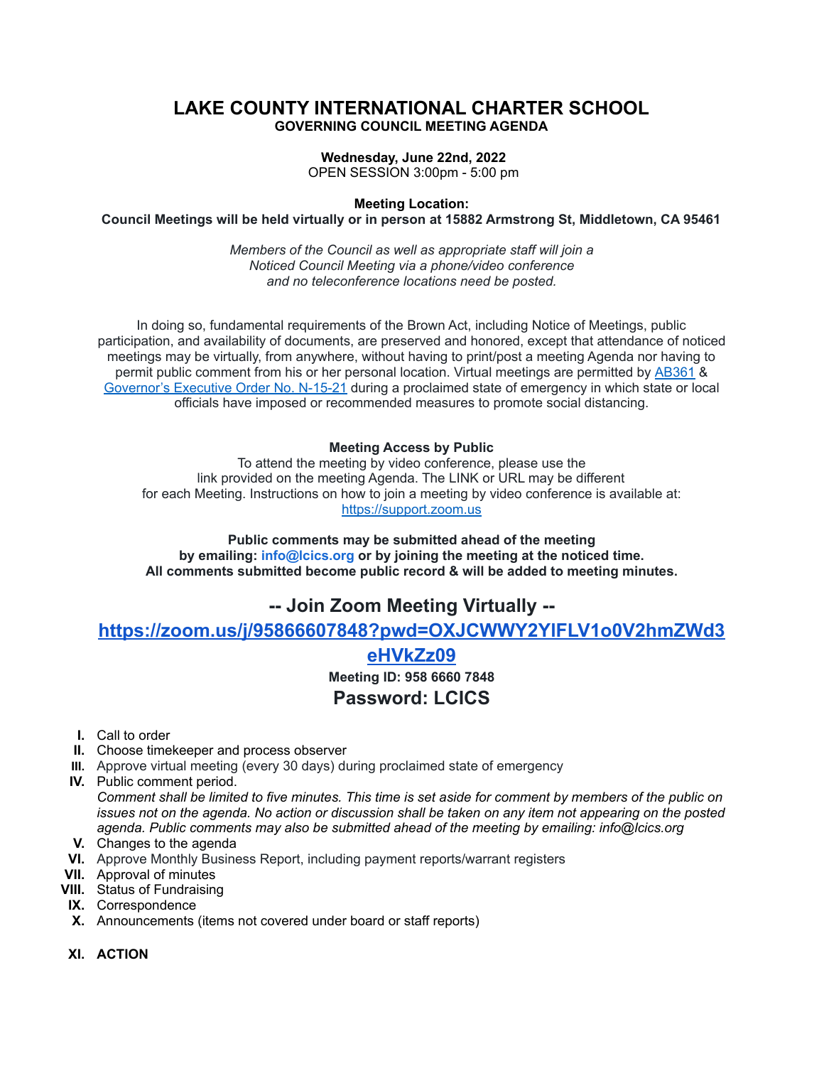# LAKE COUNTY INTERNATIONAL CHARTER SCHOOL

## GOVERNING COUNCIL MEETING AGENDA

**Wednesday, June 22nd, 2022**
OPEN SESSION 3:00pm - 5:00 pm

**Meeting Location:**
**Council Meetings will be held virtually or in person at 15882 Armstrong St, Middletown, CA 95461**

*Members of the Council as well as appropriate staff will join a Noticed Council Meeting via a phone/video conference and no teleconference locations need be posted.*

In doing so, fundamental requirements of the Brown Act, including Notice of Meetings, public participation, and availability of documents, are preserved and honored, except that attendance of noticed meetings may be virtually, from anywhere, without having to print/post a meeting Agenda nor having to permit public comment from his or her personal location. Virtual meetings are permitted by AB361 & Governor's Executive Order No. N-15-21 during a proclaimed state of emergency in which state or local officials have imposed or recommended measures to promote social distancing.

**Meeting Access by Public**
To attend the meeting by video conference, please use the link provided on the meeting Agenda. The LINK or URL may be different for each Meeting. Instructions on how to join a meeting by video conference is available at: https://support.zoom.us

**Public comments may be submitted ahead of the meeting by emailing: info@lcics.org or by joining the meeting at the noticed time. All comments submitted become public record & will be added to meeting minutes.**

## -- Join Zoom Meeting Virtually --

**https://zoom.us/j/95866607848?pwd=OXJCWWY2YlFLV1o0V2hmZWd3eHVkZz09**

**Meeting ID: 958 6660 7848**

## Password: LCICS

I. Call to order
II. Choose timekeeper and process observer
III. Approve virtual meeting (every 30 days) during proclaimed state of emergency
IV. Public comment period.
*Comment shall be limited to five minutes. This time is set aside for comment by members of the public on issues not on the agenda. No action or discussion shall be taken on any item not appearing on the posted agenda. Public comments may also be submitted ahead of the meeting by emailing: info@lcics.org*
V. Changes to the agenda
VI. Approve Monthly Business Report, including payment reports/warrant registers
VII. Approval of minutes
VIII. Status of Fundraising
IX. Correspondence
X. Announcements (items not covered under board or staff reports)

XI. **ACTION**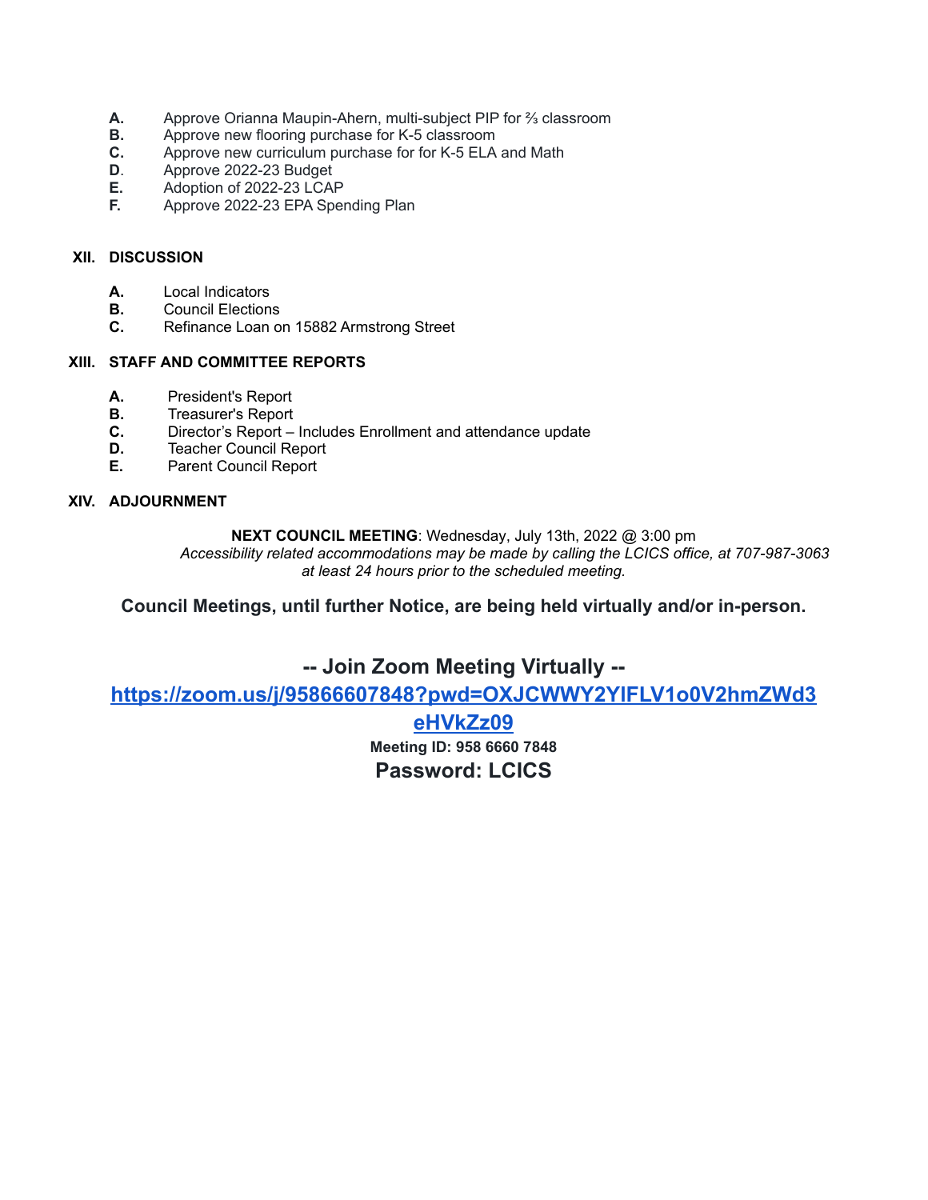- **A.** Approve Orianna Maupin-Ahern, multi-subject PIP for ⅔ classroom
- **B.** Approve new flooring purchase for K-5 classroom
- **C.** Approve new curriculum purchase for for K-5 ELA and Math
- **D**. Approve 2022-23 Budget
- **E.** Adoption of 2022-23 LCAP
- **F.** Approve 2022-23 EPA Spending Plan

**XII. DISCUSSION**

- **A.** Local Indicators
- **B.** Council Elections
- **C.** Refinance Loan on 15882 Armstrong Street

**XIII. STAFF AND COMMITTEE REPORTS**

- **A.** President's Report
- **B.** Treasurer's Report
- **C.** Director's Report – Includes Enrollment and attendance update
- **D.** Teacher Council Report
- **E.** Parent Council Report

**XIV. ADJOURNMENT**

**NEXT COUNCIL MEETING**: Wednesday, July 13th, 2022 @ 3:00 pm

*Accessibility related accommodations may be made by calling the LCICS office, at 707-987-3063 at least 24 hours prior to the scheduled meeting.*

**Council Meetings, until further Notice, are being held virtually and/or in-person.**

## -- Join Zoom Meeting Virtually --

**https://zoom.us/j/95866607848?pwd=OXJCWWY2YlFLV1o0V2hmZWd3eHVkZz09**

**Meeting ID: 958 6660 7848**

**Password: LCICS**